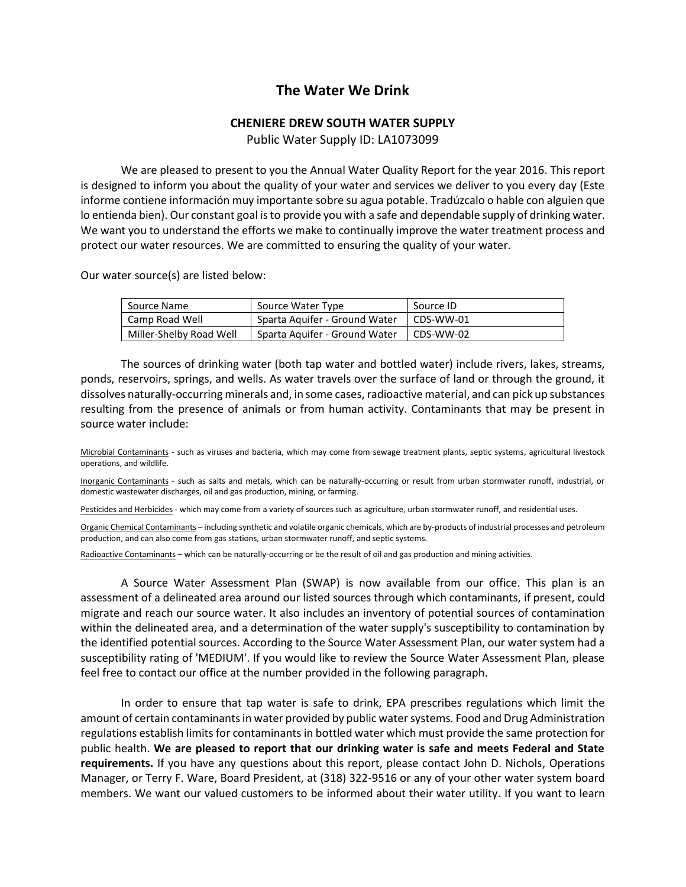# The Water We Drink

## CHENIERE DREW SOUTH WATER SUPPLY

Public Water Supply ID: LA1073099

We are pleased to present to you the Annual Water Quality Report for the year 2016. This report is designed to inform you about the quality of your water and services we deliver to you every day (Este informe contiene información muy importante sobre su agua potable. Tradúzcalo o hable con alguien que lo entienda bien). Our constant goal is to provide you with a safe and dependable supply of drinking water. We want you to understand the efforts we make to continually improve the water treatment process and protect our water resources. We are committed to ensuring the quality of your water.

Our water source(s) are listed below:

| Source Name | Source Water Type | Source ID |
|---|---|---|
| Camp Road Well | Sparta Aquifer - Ground Water | CDS-WW-01 |
| Miller-Shelby Road Well | Sparta Aquifer - Ground Water | CDS-WW-02 |

The sources of drinking water (both tap water and bottled water) include rivers, lakes, streams, ponds, reservoirs, springs, and wells. As water travels over the surface of land or through the ground, it dissolves naturally-occurring minerals and, in some cases, radioactive material, and can pick up substances resulting from the presence of animals or from human activity. Contaminants that may be present in source water include:

Microbial Contaminants - such as viruses and bacteria, which may come from sewage treatment plants, septic systems, agricultural livestock operations, and wildlife.

Inorganic Contaminants - such as salts and metals, which can be naturally-occurring or result from urban stormwater runoff, industrial, or domestic wastewater discharges, oil and gas production, mining, or farming.

Pesticides and Herbicides - which may come from a variety of sources such as agriculture, urban stormwater runoff, and residential uses.

Organic Chemical Contaminants – including synthetic and volatile organic chemicals, which are by-products of industrial processes and petroleum production, and can also come from gas stations, urban stormwater runoff, and septic systems.

Radioactive Contaminants – which can be naturally-occurring or be the result of oil and gas production and mining activities.

A Source Water Assessment Plan (SWAP) is now available from our office. This plan is an assessment of a delineated area around our listed sources through which contaminants, if present, could migrate and reach our source water. It also includes an inventory of potential sources of contamination within the delineated area, and a determination of the water supply's susceptibility to contamination by the identified potential sources. According to the Source Water Assessment Plan, our water system had a susceptibility rating of 'MEDIUM'. If you would like to review the Source Water Assessment Plan, please feel free to contact our office at the number provided in the following paragraph.

In order to ensure that tap water is safe to drink, EPA prescribes regulations which limit the amount of certain contaminants in water provided by public water systems. Food and Drug Administration regulations establish limits for contaminants in bottled water which must provide the same protection for public health. **We are pleased to report that our drinking water is safe and meets Federal and State requirements.** If you have any questions about this report, please contact John D. Nichols, Operations Manager, or Terry F. Ware, Board President, at (318) 322-9516 or any of your other water system board members. We want our valued customers to be informed about their water utility. If you want to learn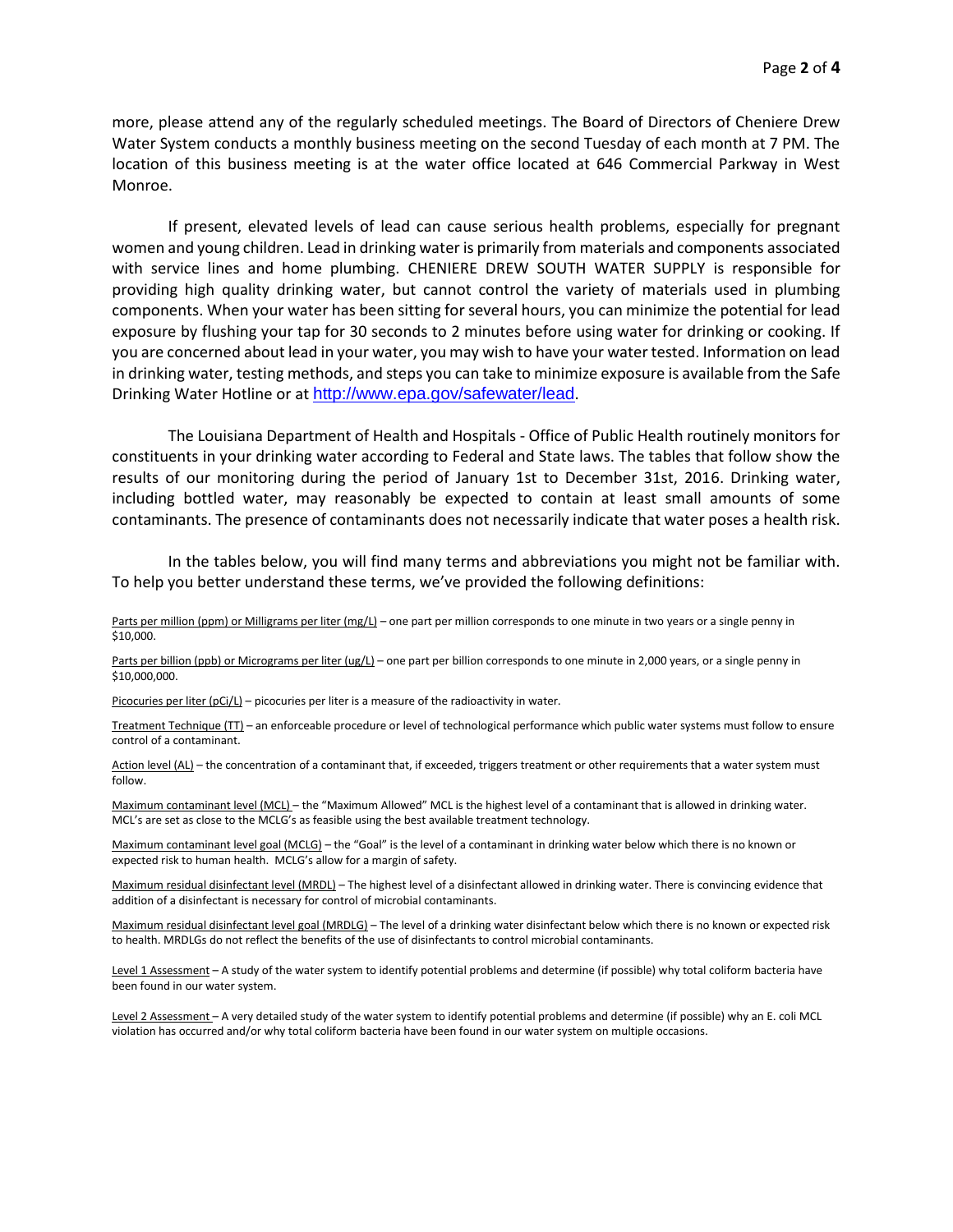more, please attend any of the regularly scheduled meetings. The Board of Directors of Cheniere Drew Water System conducts a monthly business meeting on the second Tuesday of each month at 7 PM. The location of this business meeting is at the water office located at 646 Commercial Parkway in West Monroe.

If present, elevated levels of lead can cause serious health problems, especially for pregnant women and young children. Lead in drinking water is primarily from materials and components associated with service lines and home plumbing. CHENIERE DREW SOUTH WATER SUPPLY is responsible for providing high quality drinking water, but cannot control the variety of materials used in plumbing components. When your water has been sitting for several hours, you can minimize the potential for lead exposure by flushing your tap for 30 seconds to 2 minutes before using water for drinking or cooking. If you are concerned about lead in your water, you may wish to have your water tested. Information on lead in drinking water, testing methods, and steps you can take to minimize exposure is available from the Safe Drinking Water Hotline or at http://www.epa.gov/safewater/lead.

The Louisiana Department of Health and Hospitals - Office of Public Health routinely monitors for constituents in your drinking water according to Federal and State laws. The tables that follow show the results of our monitoring during the period of January 1st to December 31st, 2016. Drinking water, including bottled water, may reasonably be expected to contain at least small amounts of some contaminants. The presence of contaminants does not necessarily indicate that water poses a health risk.

In the tables below, you will find many terms and abbreviations you might not be familiar with. To help you better understand these terms, we've provided the following definitions:

Parts per million (ppm) or Milligrams per liter (mg/L) – one part per million corresponds to one minute in two years or a single penny in $10,000.

Parts per billion (ppb) or Micrograms per liter (ug/L) – one part per billion corresponds to one minute in 2,000 years, or a single penny in $10,000,000.

Picocuries per liter (pCi/L) – picocuries per liter is a measure of the radioactivity in water.

Treatment Technique (TT) – an enforceable procedure or level of technological performance which public water systems must follow to ensure control of a contaminant.

Action level (AL) – the concentration of a contaminant that, if exceeded, triggers treatment or other requirements that a water system must follow.

Maximum contaminant level (MCL) – the "Maximum Allowed" MCL is the highest level of a contaminant that is allowed in drinking water. MCL's are set as close to the MCLG's as feasible using the best available treatment technology.

Maximum contaminant level goal (MCLG) – the "Goal" is the level of a contaminant in drinking water below which there is no known or expected risk to human health. MCLG's allow for a margin of safety.

Maximum residual disinfectant level (MRDL) – The highest level of a disinfectant allowed in drinking water. There is convincing evidence that addition of a disinfectant is necessary for control of microbial contaminants.

Maximum residual disinfectant level goal (MRDLG) – The level of a drinking water disinfectant below which there is no known or expected risk to health. MRDLGs do not reflect the benefits of the use of disinfectants to control microbial contaminants.

Level 1 Assessment – A study of the water system to identify potential problems and determine (if possible) why total coliform bacteria have been found in our water system.

Level 2 Assessment – A very detailed study of the water system to identify potential problems and determine (if possible) why an E. coli MCL violation has occurred and/or why total coliform bacteria have been found in our water system on multiple occasions.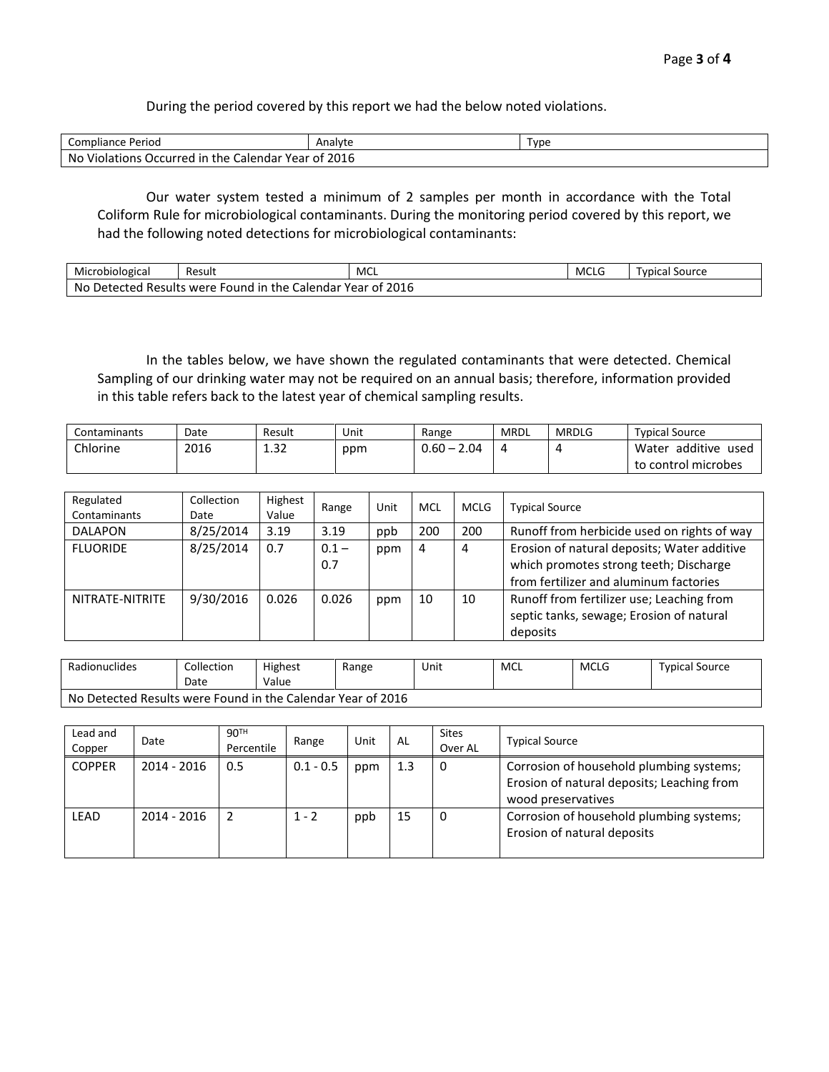During the period covered by this report we had the below noted violations.

| Compliance Period | Analyte | Type |
|---|---|---|
| No Violations Occurred in the Calendar Year of 2016 | | |

Our water system tested a minimum of 2 samples per month in accordance with the Total Coliform Rule for microbiological contaminants. During the monitoring period covered by this report, we had the following noted detections for microbiological contaminants:

| Microbiological | Result | MCL | MCLG | Typical Source |
|---|---|---|---|---|
| No Detected Results were Found in the Calendar Year of 2016 | | | | |

In the tables below, we have shown the regulated contaminants that were detected. Chemical Sampling of our drinking water may not be required on an annual basis; therefore, information provided in this table refers back to the latest year of chemical sampling results.

| Contaminants | Date | Result | Unit | Range | MRDL | MRDLG | Typical Source |
|---|---|---|---|---|---|---|---|
| Chlorine | 2016 | 1.32 | ppm | 0.60 – 2.04 | 4 | 4 | Water additive used to control microbes |

| Regulated Contaminants | Collection Date | Highest Value | Range | Unit | MCL | MCLG | Typical Source |
|---|---|---|---|---|---|---|---|
| DALAPON | 8/25/2014 | 3.19 | 3.19 | ppb | 200 | 200 | Runoff from herbicide used on rights of way |
| FLUORIDE | 8/25/2014 | 0.7 | 0.1 – 0.7 | ppm | 4 | 4 | Erosion of natural deposits; Water additive which promotes strong teeth; Discharge from fertilizer and aluminum factories |
| NITRATE-NITRITE | 9/30/2016 | 0.026 | 0.026 | ppm | 10 | 10 | Runoff from fertilizer use; Leaching from septic tanks, sewage; Erosion of natural deposits |

| Radionuclides | Collection Date | Highest Value | Range | Unit | MCL | MCLG | Typical Source |
|---|---|---|---|---|---|---|---|
| No Detected Results were Found in the Calendar Year of 2016 | | | | | | | |

| Lead and Copper | Date | 90TH Percentile | Range | Unit | AL | Sites Over AL | Typical Source |
|---|---|---|---|---|---|---|---|
| COPPER | 2014 - 2016 | 0.5 | 0.1 - 0.5 | ppm | 1.3 | 0 | Corrosion of household plumbing systems; Erosion of natural deposits; Leaching from wood preservatives |
| LEAD | 2014 - 2016 | 2 | 1 - 2 | ppb | 15 | 0 | Corrosion of household plumbing systems; Erosion of natural deposits |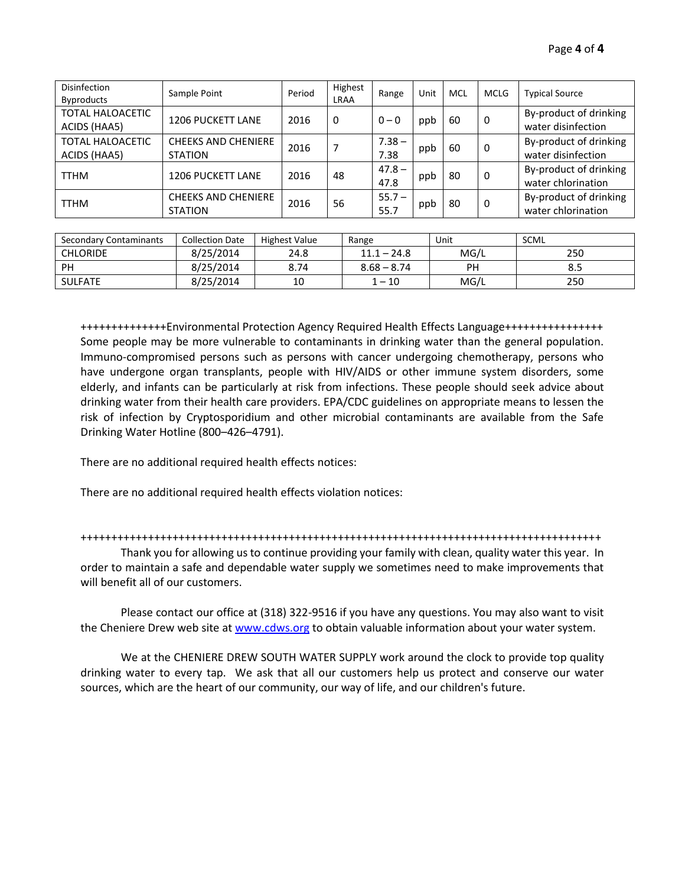| Disinfection Byproducts | Sample Point | Period | Highest LRAA | Range | Unit | MCL | MCLG | Typical Source |
|---|---|---|---|---|---|---|---|---|
| TOTAL HALOACETIC ACIDS (HAA5) | 1206 PUCKETT LANE | 2016 | 0 | 0 – 0 | ppb | 60 | 0 | By-product of drinking water disinfection |
| TOTAL HALOACETIC ACIDS (HAA5) | CHEEKS AND CHENIERE STATION | 2016 | 7 | 7.38 – 7.38 | ppb | 60 | 0 | By-product of drinking water disinfection |
| TTHM | 1206 PUCKETT LANE | 2016 | 48 | 47.8 – 47.8 | ppb | 80 | 0 | By-product of drinking water chlorination |
| TTHM | CHEEKS AND CHENIERE STATION | 2016 | 56 | 55.7 – 55.7 | ppb | 80 | 0 | By-product of drinking water chlorination |

| Secondary Contaminants | Collection Date | Highest Value | Range | Unit | SCML |
|---|---|---|---|---|---|
| CHLORIDE | 8/25/2014 | 24.8 | 11.1 – 24.8 | MG/L | 250 |
| PH | 8/25/2014 | 8.74 | 8.68 – 8.74 | PH | 8.5 |
| SULFATE | 8/25/2014 | 10 | 1 – 10 | MG/L | 250 |

++++++++++++++Environmental Protection Agency Required Health Effects Language++++++++++++++++
Some people may be more vulnerable to contaminants in drinking water than the general population. Immuno-compromised persons such as persons with cancer undergoing chemotherapy, persons who have undergone organ transplants, people with HIV/AIDS or other immune system disorders, some elderly, and infants can be particularly at risk from infections. These people should seek advice about drinking water from their health care providers. EPA/CDC guidelines on appropriate means to lessen the risk of infection by Cryptosporidium and other microbial contaminants are available from the Safe Drinking Water Hotline (800–426–4791).

There are no additional required health effects notices:

There are no additional required health effects violation notices:

++++++++++++++++++++++++++++++++++++++++++++++++++++++++++++++++++++++++++++++++++++++++++

Thank you for allowing us to continue providing your family with clean, quality water this year. In order to maintain a safe and dependable water supply we sometimes need to make improvements that will benefit all of our customers.

Please contact our office at (318) 322-9516 if you have any questions. You may also want to visit the Cheniere Drew web site at [www.cdws.org](http://www.cdws.org) to obtain valuable information about your water system.

We at the CHENIERE DREW SOUTH WATER SUPPLY work around the clock to provide top quality drinking water to every tap. We ask that all our customers help us protect and conserve our water sources, which are the heart of our community, our way of life, and our children's future.